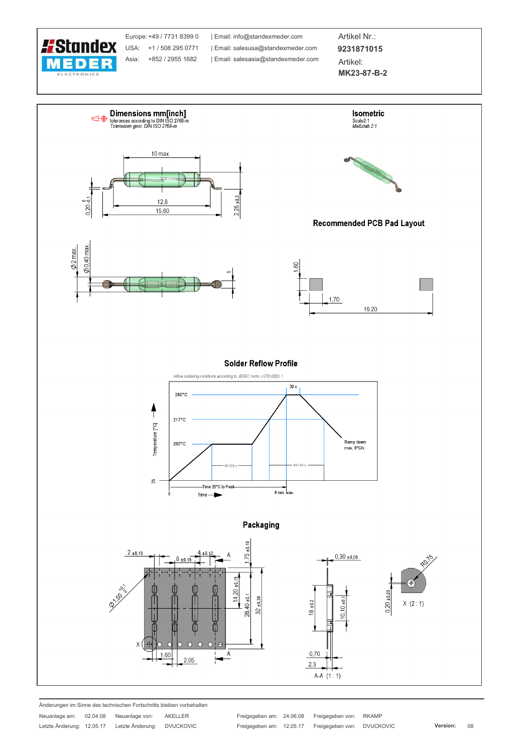**Standex MEDER ELECTRONICS**

Europe: +49 / 7731 8399 0 | Email: info@standexmeder.com
USA: +1 / 508 295 0771 | Email: salesusa@standexmeder.com
Asia: +852 / 2955 1682 | Email: salesasia@standexmeder.com

Artikel Nr.: **9231871015**

Artikel: **MK23-87-B-2**

## Dimensions mm[inch]

tolerances according to DIN ISO 2768-m
*Toleranzen gem. DIN ISO 2768-m*

10 max.
12,8
15,60
0,20 -0,1 / 0
2,25 ±0,2
Ø2 max.
Ø0,40 max.
1

## Isometric

Scale2:1
*Maßstab 2:1*

## Recommended PCB Pad Layout

1,60
1,70
16,20

## Solder Reflow Profile

reflow soldering conditions according to JEDEC norm J-STD 020D.1

260°C
217°C
200°C
25
Temperature [°C]
30 s
60-120 s
60-150 s
Ramp down: max. 6°C/s
Time 25°C to Peak
8 min. max.
0
Time

## Packaging

2 ±0,15
8 ±0,15
4 ±0,10
A
1,75 ±0,10
Ø1,50 +0,1 / 0
14,20 ±0,15
28,40 ±0,1
32 ±0,30
X
1,60
2,05
A
0,30 ±0,05
18 ±0,2
10,10 ±0,1
0,70
2,3
A-A (1 : 1)
R0,75
0,20 ±0,05
X (2 : 1)

Änderungen im Sinne des technischen Fortschritts bleiben vorbehalten

| Neuanlage am: | 02.04.08 | Neuanlage von: | AKELLER | Freigegeben am: | 24.06.08 | Freigegeben von: | RKAMP | | |
|---|---|---|---|---|---|---|---|---|---|
| Letzte Änderung: | 12.05.17 | Letzte Änderung: | DVUCKOVIC | Freigegeben am: | 12.05.17 | Freigegeben von: | DVUCKOVIC | **Version:** | 08 |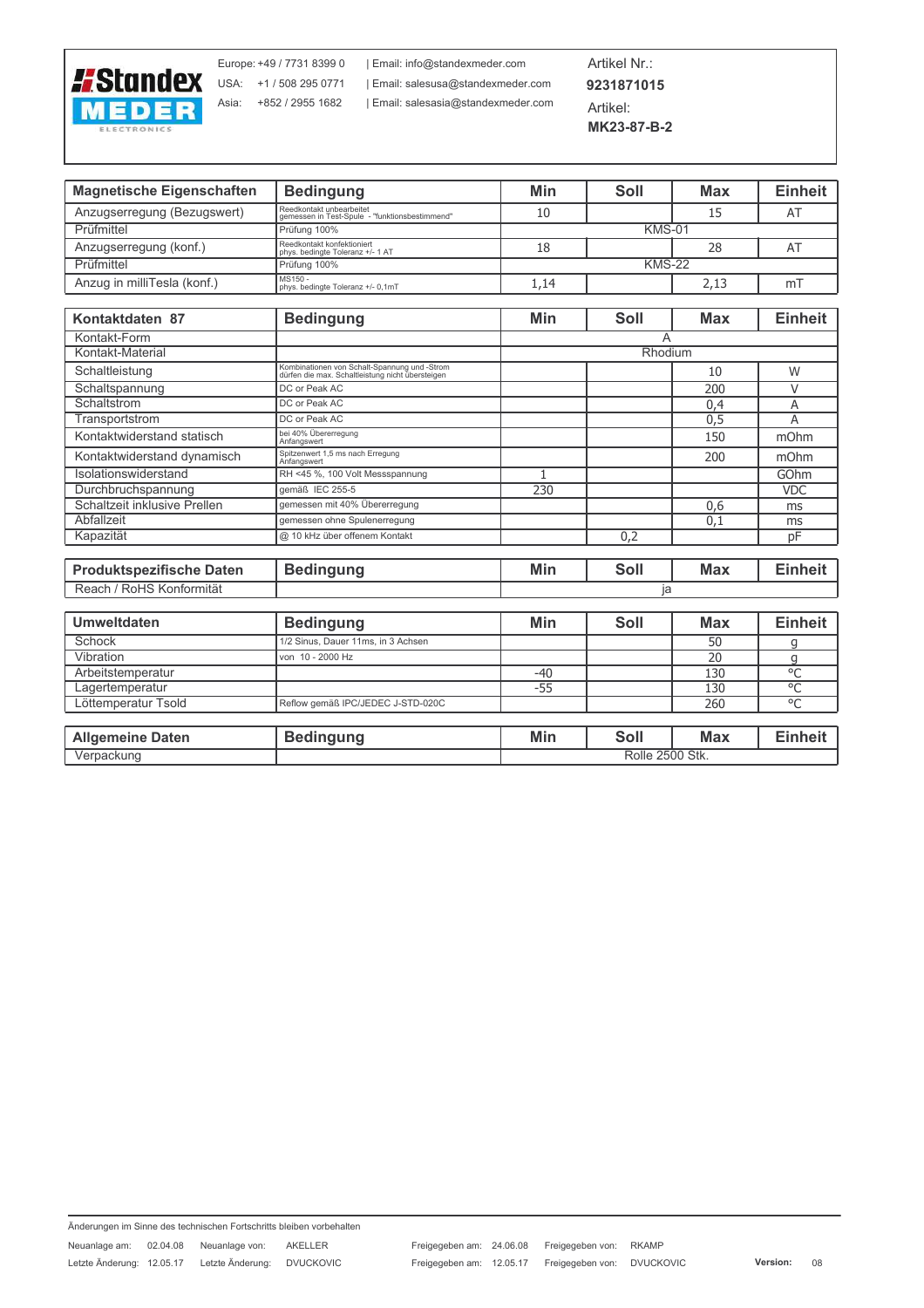Europe: +49 / 7731 8399 0 | Email: info@standexmeder.com
USA: +1 / 508 295 0771 | Email: salesusa@standexmeder.com
Asia: +852 / 2955 1682 | Email: salesasia@standexmeder.com

Artikel Nr.:
**9231871015**
Artikel:
**MK23-87-B-2**

| Magnetische Eigenschaften | Bedingung | Min | Soll | Max | Einheit |
|---|---|---|---|---|---|
| Anzugserregung (Bezugswert) | Reedkontakt unbearbeitet gemessen in Test-Spule - "funktionsbestimmend" | 10 | | 15 | AT |
| Prüfmittel | Prüfung 100% | | KMS-01 | | |
| Anzugserregung (konf.) | Reedkontakt konfektioniert phys. bedingte Toleranz +/- 1 AT | 18 | | 28 | AT |
| Prüfmittel | Prüfung 100% | | KMS-22 | | |
| Anzug in milliTesla (konf.) | MS150 - phys. bedingte Toleranz +/- 0,1mT | 1,14 | | 2,13 | mT |

| Kontaktdaten 87 | Bedingung | Min | Soll | Max | Einheit |
|---|---|---|---|---|---|
| Kontakt-Form | | | A | | |
| Kontakt-Material | | | Rhodium | | |
| Schaltleistung | Kombinationen von Schalt-Spannung und -Strom dürfen die max. Schaltleistung nicht übersteigen | | | 10 | W |
| Schaltspannung | DC or Peak AC | | | 200 | V |
| Schaltstrom | DC or Peak AC | | | 0,4 | A |
| Transportstrom | DC or Peak AC | | | 0,5 | A |
| Kontaktwiderstand statisch | bei 40% Übererregung Anfangswert | | | 150 | mOhm |
| Kontaktwiderstand dynamisch | Spitzenwert 1,5 ms nach Erregung Anfangswert | | | 200 | mOhm |
| Isolationswiderstand | RH <45 %, 100 Volt Messspannung | 1 | | | GOhm |
| Durchbruchspannung | gemäß IEC 255-5 | 230 | | | VDC |
| Schaltzeit inklusive Prellen | gemessen mit 40% Übererregung | | | 0,6 | ms |
| Abfallzeit | gemessen ohne Spulenerregung | | | 0,1 | ms |
| Kapazität | @ 10 kHz über offenem Kontakt | | 0,2 | | pF |

| Produktspezifische Daten | Bedingung | Min | Soll | Max | Einheit |
|---|---|---|---|---|---|
| Reach / RoHS Konformität | | | ja | | |

| Umweltdaten | Bedingung | Min | Soll | Max | Einheit |
|---|---|---|---|---|---|
| Schock | 1/2 Sinus, Dauer 11ms, in 3 Achsen | | | 50 | g |
| Vibration | von 10 - 2000 Hz | | | 20 | g |
| Arbeitstemperatur | | -40 | | 130 | °C |
| Lagertemperatur | | -55 | | 130 | °C |
| Löttemperatur Tsold | Reflow gemäß IPC/JEDEC J-STD-020C | | | 260 | °C |

| Allgemeine Daten | Bedingung | Min | Soll | Max | Einheit |
|---|---|---|---|---|---|
| Verpackung | | | Rolle 2500 Stk. | | |

Änderungen im Sinne des technischen Fortschritts bleiben vorbehalten

Neuanlage am: 02.04.08 Neuanlage von: AKELLER Freigegeben am: 24.06.08 Freigegeben von: RKAMP
Letzte Änderung: 12.05.17 Letzte Änderung: DVUCKOVIC Freigegeben am: 12.05.17 Freigegeben von: DVUCKOVIC **Version:** 08